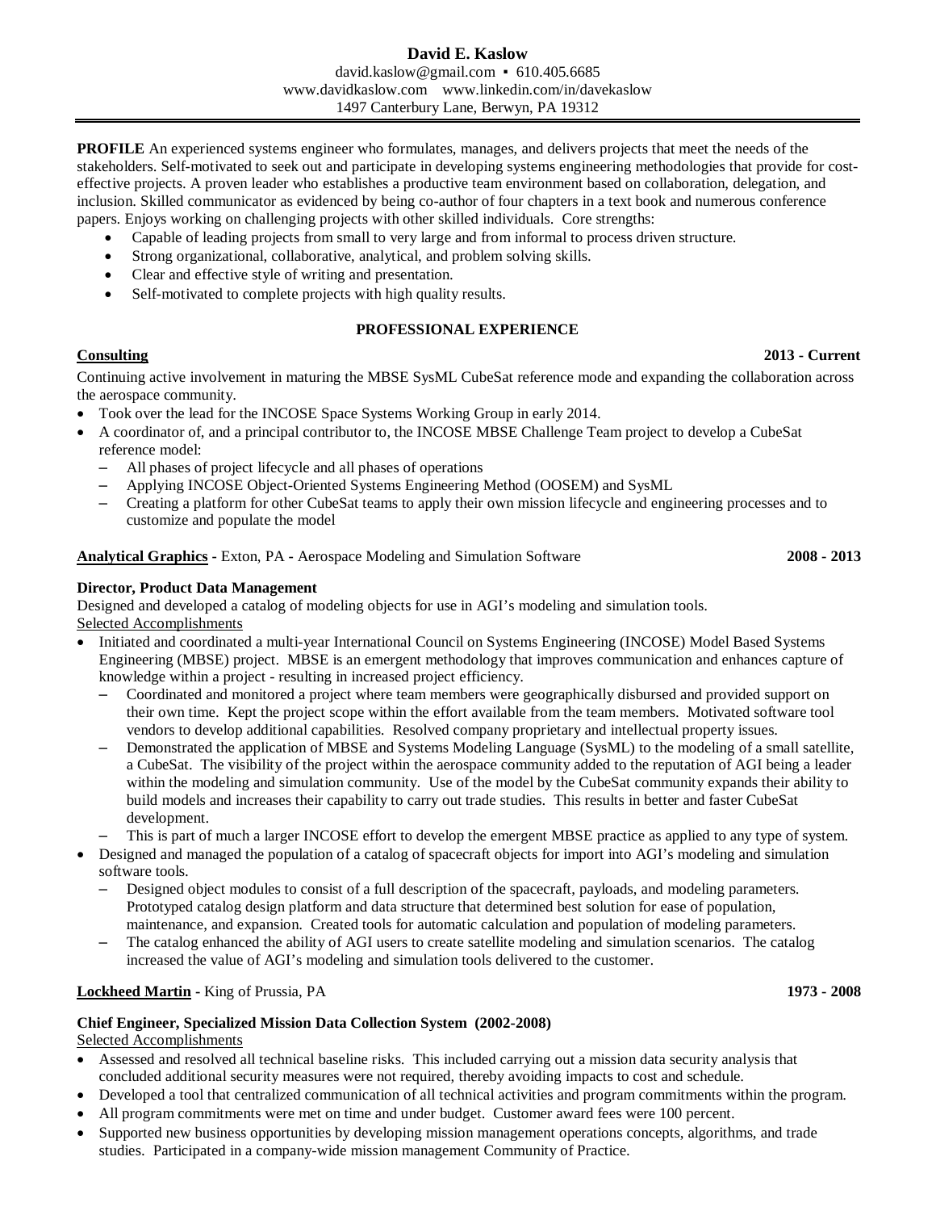# David E. Kaslow

david.kaslow@gmail.com ▪ 610.405.6685
www.davidkaslow.com    www.linkedin.com/in/davekaslow
1497 Canterbury Lane, Berwyn, PA 19312

---

**PROFILE** An experienced systems engineer who formulates, manages, and delivers projects that meet the needs of the stakeholders. Self-motivated to seek out and participate in developing systems engineering methodologies that provide for cost-effective projects. A proven leader who establishes a productive team environment based on collaboration, delegation, and inclusion. Skilled communicator as evidenced by being co-author of four chapters in a text book and numerous conference papers. Enjoys working on challenging projects with other skilled individuals. Core strengths:

- Capable of leading projects from small to very large and from informal to process driven structure.
- Strong organizational, collaborative, analytical, and problem solving skills.
- Clear and effective style of writing and presentation.
- Self-motivated to complete projects with high quality results.

## PROFESSIONAL EXPERIENCE

**Consulting** **2013 - Current**

Continuing active involvement in maturing the MBSE SysML CubeSat reference mode and expanding the collaboration across the aerospace community.

- Took over the lead for the INCOSE Space Systems Working Group in early 2014.
- A coordinator of, and a principal contributor to, the INCOSE MBSE Challenge Team project to develop a CubeSat reference model:
  - All phases of project lifecycle and all phases of operations
  - Applying INCOSE Object-Oriented Systems Engineering Method (OOSEM) and SysML
  - Creating a platform for other CubeSat teams to apply their own mission lifecycle and engineering processes and to customize and populate the model

**Analytical Graphics** - Exton, PA - Aerospace Modeling and Simulation Software **2008 - 2013**

**Director, Product Data Management**

Designed and developed a catalog of modeling objects for use in AGI's modeling and simulation tools.

Selected Accomplishments

- Initiated and coordinated a multi-year International Council on Systems Engineering (INCOSE) Model Based Systems Engineering (MBSE) project. MBSE is an emergent methodology that improves communication and enhances capture of knowledge within a project - resulting in increased project efficiency.
  - Coordinated and monitored a project where team members were geographically disbursed and provided support on their own time. Kept the project scope within the effort available from the team members. Motivated software tool vendors to develop additional capabilities. Resolved company proprietary and intellectual property issues.
  - Demonstrated the application of MBSE and Systems Modeling Language (SysML) to the modeling of a small satellite, a CubeSat. The visibility of the project within the aerospace community added to the reputation of AGI being a leader within the modeling and simulation community. Use of the model by the CubeSat community expands their ability to build models and increases their capability to carry out trade studies. This results in better and faster CubeSat development.
  - This is part of much a larger INCOSE effort to develop the emergent MBSE practice as applied to any type of system.
- Designed and managed the population of a catalog of spacecraft objects for import into AGI's modeling and simulation software tools.
  - Designed object modules to consist of a full description of the spacecraft, payloads, and modeling parameters. Prototyped catalog design platform and data structure that determined best solution for ease of population, maintenance, and expansion. Created tools for automatic calculation and population of modeling parameters.
  - The catalog enhanced the ability of AGI users to create satellite modeling and simulation scenarios. The catalog increased the value of AGI's modeling and simulation tools delivered to the customer.

**Lockheed Martin** - King of Prussia, PA **1973 - 2008**

**Chief Engineer, Specialized Mission Data Collection System (2002-2008)**

Selected Accomplishments

- Assessed and resolved all technical baseline risks. This included carrying out a mission data security analysis that concluded additional security measures were not required, thereby avoiding impacts to cost and schedule.
- Developed a tool that centralized communication of all technical activities and program commitments within the program.
- All program commitments were met on time and under budget. Customer award fees were 100 percent.
- Supported new business opportunities by developing mission management operations concepts, algorithms, and trade studies. Participated in a company-wide mission management Community of Practice.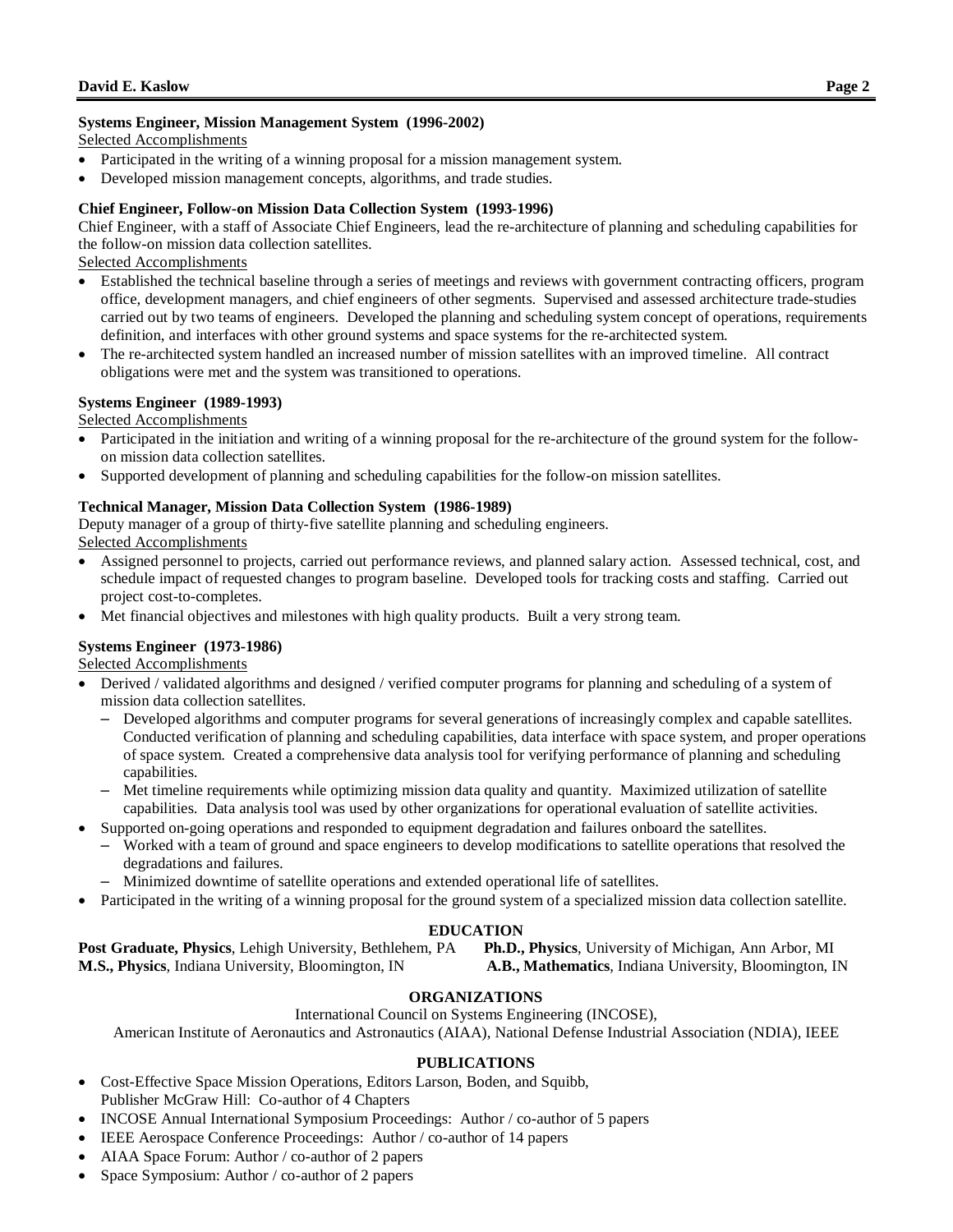**Systems Engineer, Mission Management System (1996-2002)**

Selected Accomplishments

- Participated in the writing of a winning proposal for a mission management system.
- Developed mission management concepts, algorithms, and trade studies.

**Chief Engineer, Follow-on Mission Data Collection System (1993-1996)**

Chief Engineer, with a staff of Associate Chief Engineers, lead the re-architecture of planning and scheduling capabilities for the follow-on mission data collection satellites.

Selected Accomplishments

- Established the technical baseline through a series of meetings and reviews with government contracting officers, program office, development managers, and chief engineers of other segments. Supervised and assessed architecture trade-studies carried out by two teams of engineers. Developed the planning and scheduling system concept of operations, requirements definition, and interfaces with other ground systems and space systems for the re-architected system.
- The re-architected system handled an increased number of mission satellites with an improved timeline. All contract obligations were met and the system was transitioned to operations.

**Systems Engineer (1989-1993)**

Selected Accomplishments

- Participated in the initiation and writing of a winning proposal for the re-architecture of the ground system for the follow-on mission data collection satellites.
- Supported development of planning and scheduling capabilities for the follow-on mission satellites.

**Technical Manager, Mission Data Collection System (1986-1989)**

Deputy manager of a group of thirty-five satellite planning and scheduling engineers.

Selected Accomplishments

- Assigned personnel to projects, carried out performance reviews, and planned salary action. Assessed technical, cost, and schedule impact of requested changes to program baseline. Developed tools for tracking costs and staffing. Carried out project cost-to-completes.
- Met financial objectives and milestones with high quality products. Built a very strong team.

**Systems Engineer (1973-1986)**

Selected Accomplishments

- Derived / validated algorithms and designed / verified computer programs for planning and scheduling of a system of mission data collection satellites.
  - Developed algorithms and computer programs for several generations of increasingly complex and capable satellites. Conducted verification of planning and scheduling capabilities, data interface with space system, and proper operations of space system. Created a comprehensive data analysis tool for verifying performance of planning and scheduling capabilities.
  - Met timeline requirements while optimizing mission data quality and quantity. Maximized utilization of satellite capabilities. Data analysis tool was used by other organizations for operational evaluation of satellite activities.
- Supported on-going operations and responded to equipment degradation and failures onboard the satellites.
  - Worked with a team of ground and space engineers to develop modifications to satellite operations that resolved the degradations and failures.
  - Minimized downtime of satellite operations and extended operational life of satellites.
- Participated in the writing of a winning proposal for the ground system of a specialized mission data collection satellite.

## EDUCATION

**Post Graduate, Physics**, Lehigh University, Bethlehem, PA

**Ph.D., Physics**, University of Michigan, Ann Arbor, MI

**M.S., Physics**, Indiana University, Bloomington, IN

**A.B., Mathematics**, Indiana University, Bloomington, IN

## ORGANIZATIONS

International Council on Systems Engineering (INCOSE),
American Institute of Aeronautics and Astronautics (AIAA), National Defense Industrial Association (NDIA), IEEE

## PUBLICATIONS

- Cost-Effective Space Mission Operations, Editors Larson, Boden, and Squibb, Publisher McGraw Hill: Co-author of 4 Chapters
- INCOSE Annual International Symposium Proceedings: Author / co-author of 5 papers
- IEEE Aerospace Conference Proceedings: Author / co-author of 14 papers
- AIAA Space Forum: Author / co-author of 2 papers
- Space Symposium: Author / co-author of 2 papers